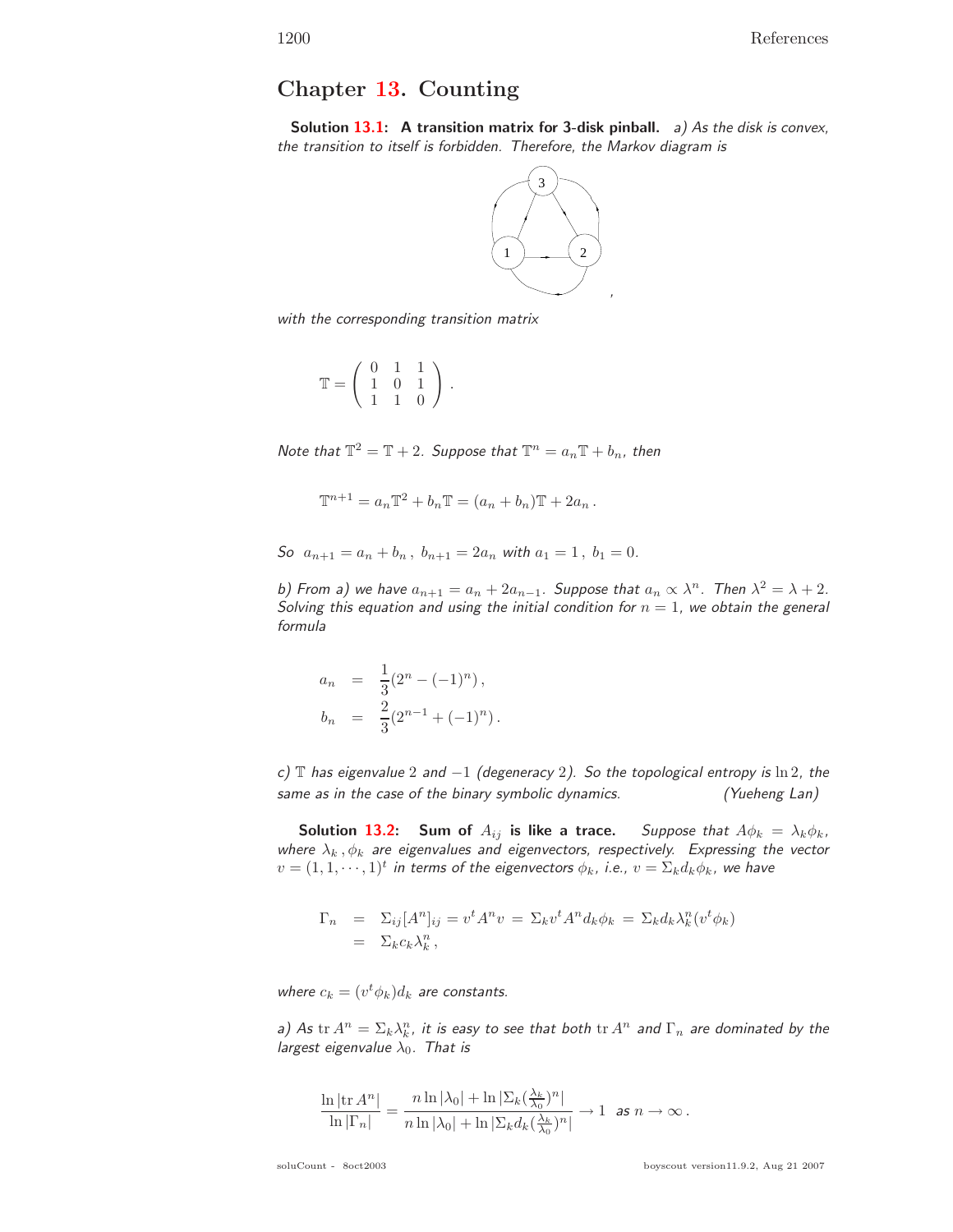## Chapter 13. Counting

**Solution 13.1: A transition matrix for 3-disk pinball.** *a) As the disk is convex, the transition to itself is forbidden. Therefore, the Markov diagram is*

3

1 2

,

*with the corresponding transition matrix*

$$\mathbb{T} = \begin{pmatrix} 0 & 1 & 1 \\ 1 & 0 & 1 \\ 1 & 1 & 0 \end{pmatrix} .$$

*Note that* $\mathbb{T}^2 = \mathbb{T} + 2$*. Suppose that* $\mathbb{T}^n = a_n \mathbb{T} + b_n$*, then*

$$\mathbb{T}^{n+1} = a_n \mathbb{T}^2 + b_n \mathbb{T} = (a_n + b_n)\mathbb{T} + 2a_n .$$

*So* $a_{n+1} = a_n + b_n \, , \; b_{n+1} = 2a_n$ *with* $a_1 = 1 \, , \; b_1 = 0$.

*b) From a) we have* $a_{n+1} = a_n + 2a_{n-1}$*. Suppose that* $a_n \propto \lambda^n$*. Then* $\lambda^2 = \lambda + 2$*. Solving this equation and using the initial condition for* $n = 1$*, we obtain the general formula*

$$\begin{aligned} a_n &= \frac{1}{3}(2^n - (-1)^n) \, , \\ b_n &= \frac{2}{3}(2^{n-1} + (-1)^n) \, . \end{aligned}$$

*c)* $\mathbb{T}$ *has eigenvalue* $2$ *and* $-1$ *(degeneracy* $2$*). So the topological entropy is* $\ln 2$*, the same as in the case of the binary symbolic dynamics.* *(Yueheng Lan)*

**Solution 13.2: Sum of $A_{ij}$ is like a trace.** *Suppose that* $A\phi_k = \lambda_k \phi_k$*, where* $\lambda_k \, , \phi_k$ *are eigenvalues and eigenvectors, respectively. Expressing the vector* $v = (1, 1, \cdots, 1)^t$ *in terms of the eigenvectors* $\phi_k$*, i.e.,* $v = \Sigma_k d_k \phi_k$*, we have*

$$\begin{aligned} \Gamma_n &= \Sigma_{ij}[A^n]_{ij} = v^t A^n v \; = \; \Sigma_k v^t A^n d_k \phi_k \; = \; \Sigma_k d_k \lambda_k^n (v^t \phi_k) \\ &= \Sigma_k c_k \lambda_k^n \, , \end{aligned}$$

*where* $c_k = (v^t \phi_k) d_k$ *are constants.*

*a) As* $\mathrm{tr}\, A^n = \Sigma_k \lambda_k^n$*, it is easy to see that both* $\mathrm{tr}\, A^n$ *and* $\Gamma_n$ *are dominated by the largest eigenvalue* $\lambda_0$*. That is*

$$\frac{\ln |\mathrm{tr}\, A^n|}{\ln |\Gamma_n|} = \frac{n \ln |\lambda_0| + \ln |\Sigma_k (\frac{\lambda_k}{\lambda_0})^n|}{n \ln |\lambda_0| + \ln |\Sigma_k d_k (\frac{\lambda_k}{\lambda_0})^n|} \to 1 \;\; \textit{as } n \to \infty \, .$$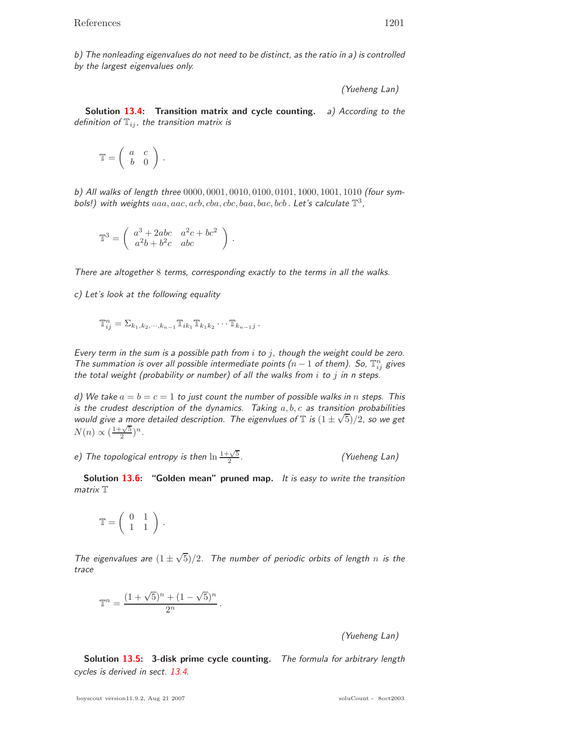*b) The nonleading eigenvalues do not need to be distinct, as the ratio in a) is controlled by the largest eigenvalues only.*

*(Yueheng Lan)*

**Solution 13.4: Transition matrix and cycle counting.** *a) According to the definition of $\mathbb{T}_{ij}$, the transition matrix is*

$$\mathbb{T} = \begin{pmatrix} a & c \\ b & 0 \end{pmatrix} .$$

*b) All walks of length three* $0000, 0001, 0010, 0100, 0101, 1000, 1001, 1010$ *(four symbols!) with weights* $aaa, aac, acb, cba, cbc, baa, bac, bcb$ *. Let's calculate* $\mathbb{T}^3$*,*

$$\mathbb{T}^3 = \begin{pmatrix} a^3 + 2abc & a^2c + bc^2 \\ a^2b + b^2c & abc \end{pmatrix} .$$

*There are altogether* $8$ *terms, corresponding exactly to the terms in all the walks.*

*c) Let's look at the following equality*

$$\mathbb{T}^n_{ij} = \Sigma_{k_1,k_2,\cdots,k_{n-1}} \mathbb{T}_{ik_1}\mathbb{T}_{k_1k_2}\cdots\mathbb{T}_{k_{n-1}j} .$$

*Every term in the sum is a possible path from* $i$ *to* $j$*, though the weight could be zero. The summation is over all possible intermediate points (*$n-1$ *of them). So,* $\mathbb{T}^n_{ij}$ *gives the total weight (probability or number) of all the walks from* $i$ *to* $j$ *in* $n$ *steps.*

*d) We take* $a = b = c = 1$ *to just count the number of possible walks in* $n$ *steps. This is the crudest description of the dynamics. Taking* $a, b, c$ *as transition probabilities would give a more detailed description. The eigenvlues of* $\mathbb{T}$ *is* $(1 \pm \sqrt{5})/2$*, so we get* $N(n) \propto (\frac{1+\sqrt{5}}{2})^n$*.*

*e) The topological entropy is then* $\ln \frac{1+\sqrt{5}}{2}$*.*

*(Yueheng Lan)*

**Solution 13.6: "Golden mean" pruned map.** *It is easy to write the transition matrix* $\mathbb{T}$

$$\mathbb{T} = \begin{pmatrix} 0 & 1 \\ 1 & 1 \end{pmatrix} .$$

*The eigenvalues are* $(1 \pm \sqrt{5})/2$*. The number of periodic orbits of length* $n$ *is the trace*

$$\mathbb{T}^n = \frac{(1+\sqrt{5})^n + (1-\sqrt{5})^n}{2^n} .$$

*(Yueheng Lan)*

**Solution 13.5: 3-disk prime cycle counting.** *The formula for arbitrary length cycles is derived in sect. 13.4.*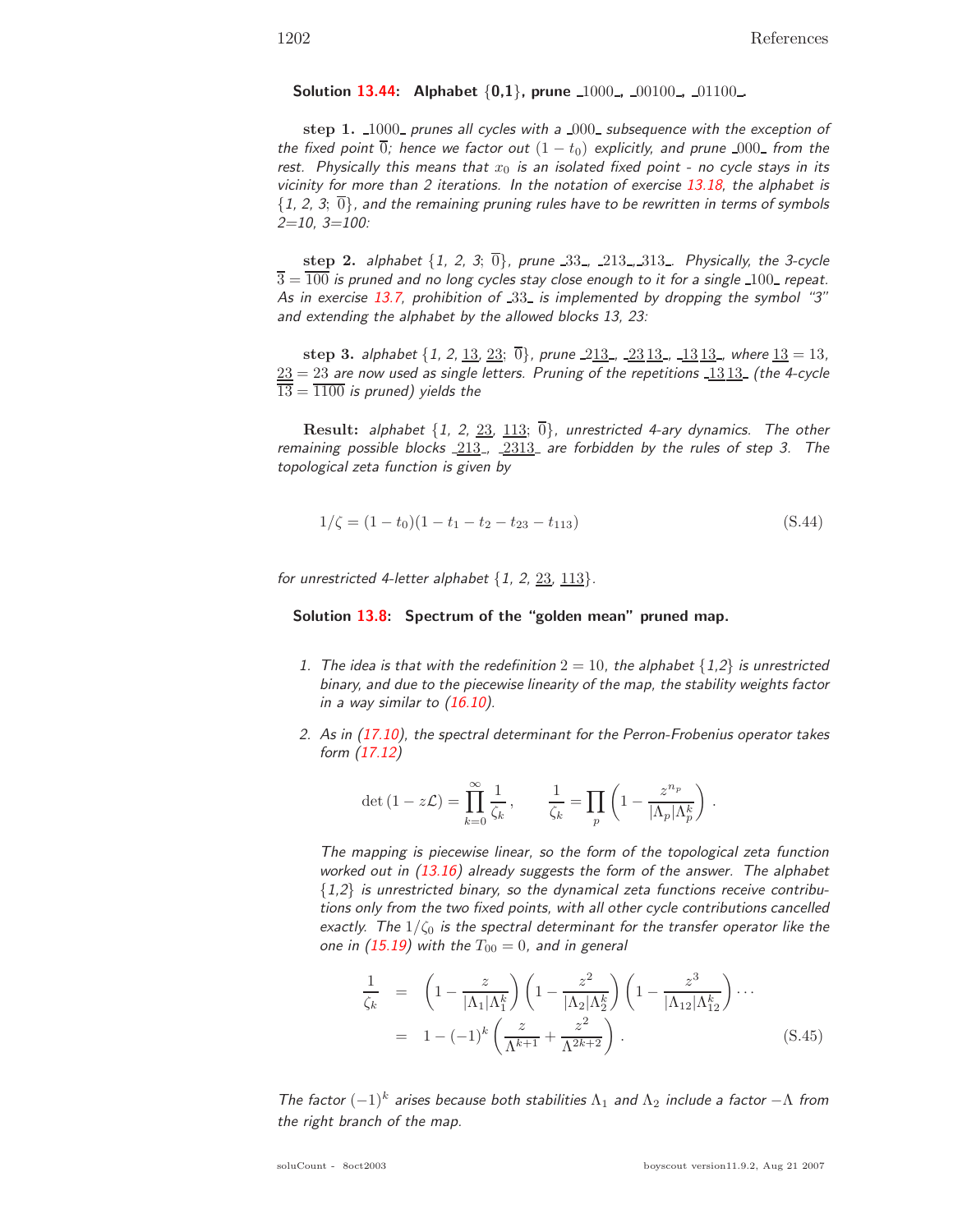**Solution 13.44: Alphabet {0,1}, prune _1000_, _00100_, _01100_.**

**step 1.** *_1000_ prunes all cycles with a _000_ subsequence with the exception of the fixed point $\overline{0}$; hence we factor out $(1-t_0)$ explicitly, and prune _000_ from the rest. Physically this means that $x_0$ is an isolated fixed point - no cycle stays in its vicinity for more than 2 iterations. In the notation of exercise 13.18, the alphabet is {1, 2, 3; $\overline{0}$}, and the remaining pruning rules have to be rewritten in terms of symbols 2=10, 3=100:*

**step 2.** *alphabet {1, 2, 3; $\overline{0}$}, prune _33_, _213_, _313_. Physically, the 3-cycle $\overline{3} = \overline{100}$ is pruned and no long cycles stay close enough to it for a single _100_ repeat. As in exercise 13.7, prohibition of _33_ is implemented by dropping the symbol "3" and extending the alphabet by the allowed blocks 13, 23:*

**step 3.** *alphabet {1, 2, $\underline{13}$, $\underline{23}$; $\overline{0}$}, prune _2$\underline{13}$_, _$\underline{23}\,\underline{13}$_, _$\underline{13}\,\underline{13}$_, where $\underline{13}$ = 13, $\underline{23}$ = 23 are now used as single letters. Pruning of the repetitions _$\underline{13}\,\underline{13}$_ (the 4-cycle $\overline{\underline{13}} = \overline{1100}$ is pruned) yields the*

**Result:** *alphabet {1, 2, $\underline{23}$, $\underline{113}$; $\overline{0}$}, unrestricted 4-ary dynamics. The other remaining possible blocks _2$\underline{13}$_, _$\underline{23}\,\underline{13}$_ are forbidden by the rules of step 3. The topological zeta function is given by*

$$1/\zeta = (1-t_0)(1-t_1-t_2-t_{23}-t_{113}) \tag{S.44}$$

*for unrestricted 4-letter alphabet {1, 2, $\underline{23}$, $\underline{113}$}.*

**Solution 13.8: Spectrum of the "golden mean" pruned map.**

1. *The idea is that with the redefinition 2 = 10, the alphabet {1,2} is unrestricted binary, and due to the piecewise linearity of the map, the stability weights factor in a way similar to (16.10).*

2. *As in (17.10), the spectral determinant for the Perron-Frobenius operator takes form (17.12)*

$$\det(1-z\mathcal{L}) = \prod_{k=0}^{\infty} \frac{1}{\zeta_k}, \qquad \frac{1}{\zeta_k} = \prod_p \left(1 - \frac{z^{n_p}}{|\Lambda_p|\Lambda_p^k}\right).$$

*The mapping is piecewise linear, so the form of the topological zeta function worked out in (13.16) already suggests the form of the answer. The alphabet {1,2} is unrestricted binary, so the dynamical zeta functions receive contributions only from the two fixed points, with all other cycle contributions cancelled exactly. The $1/\zeta_0$ is the spectral determinant for the transfer operator like the one in (15.19) with the $T_{00} = 0$, and in general*

$$\begin{aligned} \frac{1}{\zeta_k} &= \left(1 - \frac{z}{|\Lambda_1|\Lambda_1^k}\right)\left(1 - \frac{z^2}{|\Lambda_2|\Lambda_2^k}\right)\left(1 - \frac{z^3}{|\Lambda_{12}|\Lambda_{12}^k}\right)\cdots \\ &= 1 - (-1)^k \left(\frac{z}{\Lambda^{k+1}} + \frac{z^2}{\Lambda^{2k+2}}\right). \end{aligned} \tag{S.45}$$

*The factor $(-1)^k$ arises because both stabilities $\Lambda_1$ and $\Lambda_2$ include a factor $-\Lambda$ from the right branch of the map.*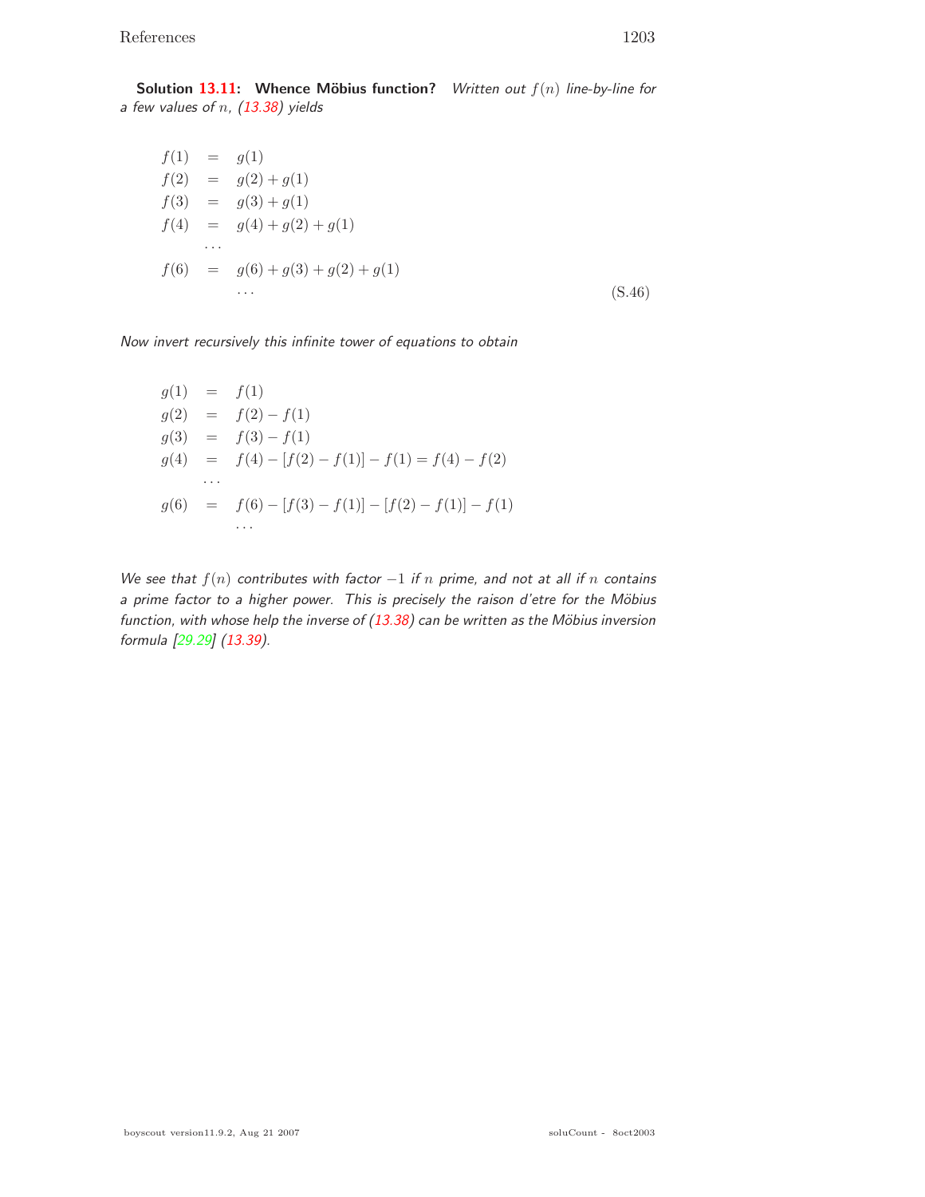**Solution 13.11: Whence Möbius function?** *Written out $f(n)$ line-by-line for a few values of $n$, (13.38) yields*

$$
\begin{aligned}
f(1) &= g(1) \\
f(2) &= g(2) + g(1) \\
f(3) &= g(3) + g(1) \\
f(4) &= g(4) + g(2) + g(1) \\
&\cdots \\
f(6) &= g(6) + g(3) + g(2) + g(1) \\
&\cdots
\end{aligned}
\tag{S.46}
$$

*Now invert recursively this infinite tower of equations to obtain*

$$
\begin{aligned}
g(1) &= f(1) \\
g(2) &= f(2) - f(1) \\
g(3) &= f(3) - f(1) \\
g(4) &= f(4) - [f(2) - f(1)] - f(1) = f(4) - f(2) \\
&\cdots \\
g(6) &= f(6) - [f(3) - f(1)] - [f(2) - f(1)] - f(1) \\
&\cdots
\end{aligned}
$$

*We see that $f(n)$ contributes with factor $-1$ if $n$ prime, and not at all if $n$ contains a prime factor to a higher power. This is precisely the raison d'etre for the Möbius function, with whose help the inverse of (13.38) can be written as the Möbius inversion formula [29.29] (13.39).*